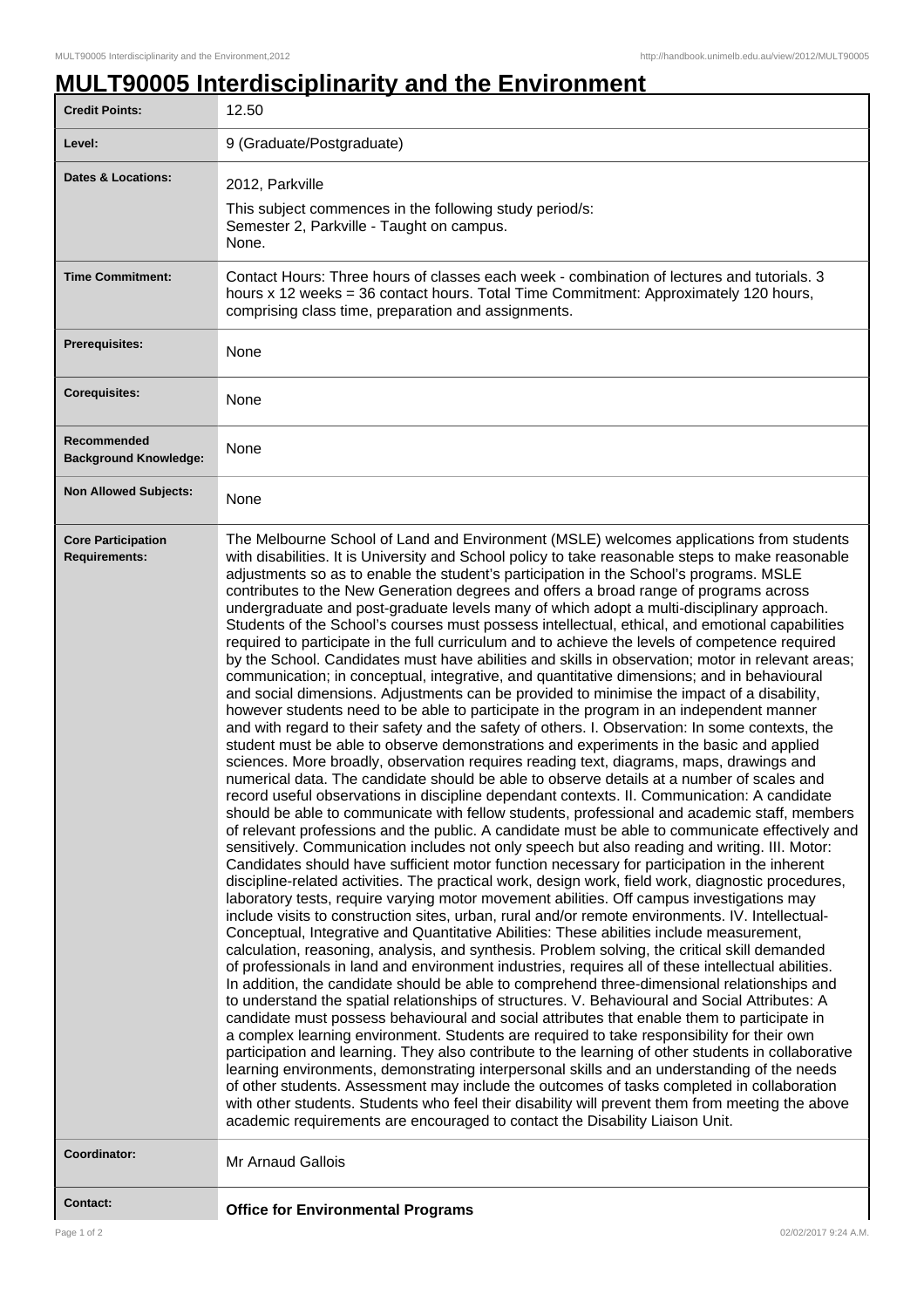# MULT90005 Interdisciplinarity and the Environment

| | |
|---|---|
| **Credit Points:** | 12.50 |
| **Level:** | 9 (Graduate/Postgraduate) |
| **Dates & Locations:** | 2012, Parkville<br><br>This subject commences in the following study period/s:<br>Semester 2, Parkville - Taught on campus.<br>None. |
| **Time Commitment:** | Contact Hours: Three hours of classes each week - combination of lectures and tutorials. 3 hours x 12 weeks = 36 contact hours. Total Time Commitment: Approximately 120 hours, comprising class time, preparation and assignments. |
| **Prerequisites:** | None |
| **Corequisites:** | None |
| **Recommended Background Knowledge:** | None |
| **Non Allowed Subjects:** | None |
| **Core Participation Requirements:** | The Melbourne School of Land and Environment (MSLE) welcomes applications from students with disabilities. It is University and School policy to take reasonable steps to make reasonable adjustments so as to enable the student's participation in the School's programs. MSLE contributes to the New Generation degrees and offers a broad range of programs across undergraduate and post-graduate levels many of which adopt a multi-disciplinary approach. Students of the School's courses must possess intellectual, ethical, and emotional capabilities required to participate in the full curriculum and to achieve the levels of competence required by the School. Candidates must have abilities and skills in observation; motor in relevant areas; communication; in conceptual, integrative, and quantitative dimensions; and in behavioural and social dimensions. Adjustments can be provided to minimise the impact of a disability, however students need to be able to participate in the program in an independent manner and with regard to their safety and the safety of others. I. Observation: In some contexts, the student must be able to observe demonstrations and experiments in the basic and applied sciences. More broadly, observation requires reading text, diagrams, maps, drawings and numerical data. The candidate should be able to observe details at a number of scales and record useful observations in discipline dependant contexts. II. Communication: A candidate should be able to communicate with fellow students, professional and academic staff, members of relevant professions and the public. A candidate must be able to communicate effectively and sensitively. Communication includes not only speech but also reading and writing. III. Motor: Candidates should have sufficient motor function necessary for participation in the inherent discipline-related activities. The practical work, design work, field work, diagnostic procedures, laboratory tests, require varying motor movement abilities. Off campus investigations may include visits to construction sites, urban, rural and/or remote environments. IV. Intellectual-Conceptual, Integrative and Quantitative Abilities: These abilities include measurement, calculation, reasoning, analysis, and synthesis. Problem solving, the critical skill demanded of professionals in land and environment industries, requires all of these intellectual abilities. In addition, the candidate should be able to comprehend three-dimensional relationships and to understand the spatial relationships of structures. V. Behavioural and Social Attributes: A candidate must possess behavioural and social attributes that enable them to participate in a complex learning environment. Students are required to take responsibility for their own participation and learning. They also contribute to the learning of other students in collaborative learning environments, demonstrating interpersonal skills and an understanding of the needs of other students. Assessment may include the outcomes of tasks completed in collaboration with other students. Students who feel their disability will prevent them from meeting the above academic requirements are encouraged to contact the Disability Liaison Unit. |
| **Coordinator:** | Mr Arnaud Gallois |
| **Contact:** | **Office for Environmental Programs** |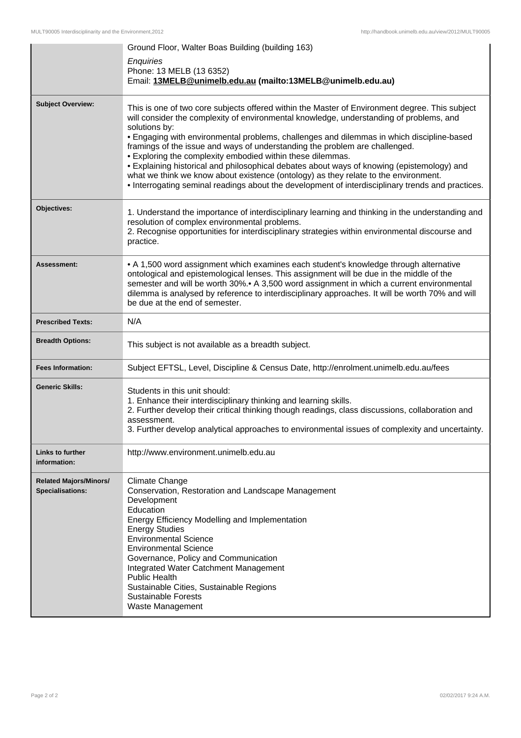| | |
|---|---|
| | Ground Floor, Walter Boas Building (building 163)<br>*Enquiries*<br>Phone: 13 MELB (13 6352)<br>Email: **13MELB@unimelb.edu.au (mailto:13MELB@unimelb.edu.au)** |
| **Subject Overview:** | This is one of two core subjects offered within the Master of Environment degree. This subject will consider the complexity of environmental knowledge, understanding of problems, and solutions by:<br>• Engaging with environmental problems, challenges and dilemmas in which discipline-based framings of the issue and ways of understanding the problem are challenged.<br>• Exploring the complexity embodied within these dilemmas.<br>• Explaining historical and philosophical debates about ways of knowing (epistemology) and what we think we know about existence (ontology) as they relate to the environment.<br>• Interrogating seminal readings about the development of interdisciplinary trends and practices. |
| **Objectives:** | 1. Understand the importance of interdisciplinary learning and thinking in the understanding and resolution of complex environmental problems.<br>2. Recognise opportunities for interdisciplinary strategies within environmental discourse and practice. |
| **Assessment:** | • A 1,500 word assignment which examines each student's knowledge through alternative ontological and epistemological lenses. This assignment will be due in the middle of the semester and will be worth 30%.• A 3,500 word assignment in which a current environmental dilemma is analysed by reference to interdisciplinary approaches. It will be worth 70% and will be due at the end of semester. |
| **Prescribed Texts:** | N/A |
| **Breadth Options:** | This subject is not available as a breadth subject. |
| **Fees Information:** | Subject EFTSL, Level, Discipline & Census Date, http://enrolment.unimelb.edu.au/fees |
| **Generic Skills:** | Students in this unit should:<br>1. Enhance their interdisciplinary thinking and learning skills.<br>2. Further develop their critical thinking though readings, class discussions, collaboration and assessment.<br>3. Further develop analytical approaches to environmental issues of complexity and uncertainty. |
| **Links to further information:** | http://www.environment.unimelb.edu.au |
| **Related Majors/Minors/ Specialisations:** | Climate Change<br>Conservation, Restoration and Landscape Management<br>Development<br>Education<br>Energy Efficiency Modelling and Implementation<br>Energy Studies<br>Environmental Science<br>Environmental Science<br>Governance, Policy and Communication<br>Integrated Water Catchment Management<br>Public Health<br>Sustainable Cities, Sustainable Regions<br>Sustainable Forests<br>Waste Management |